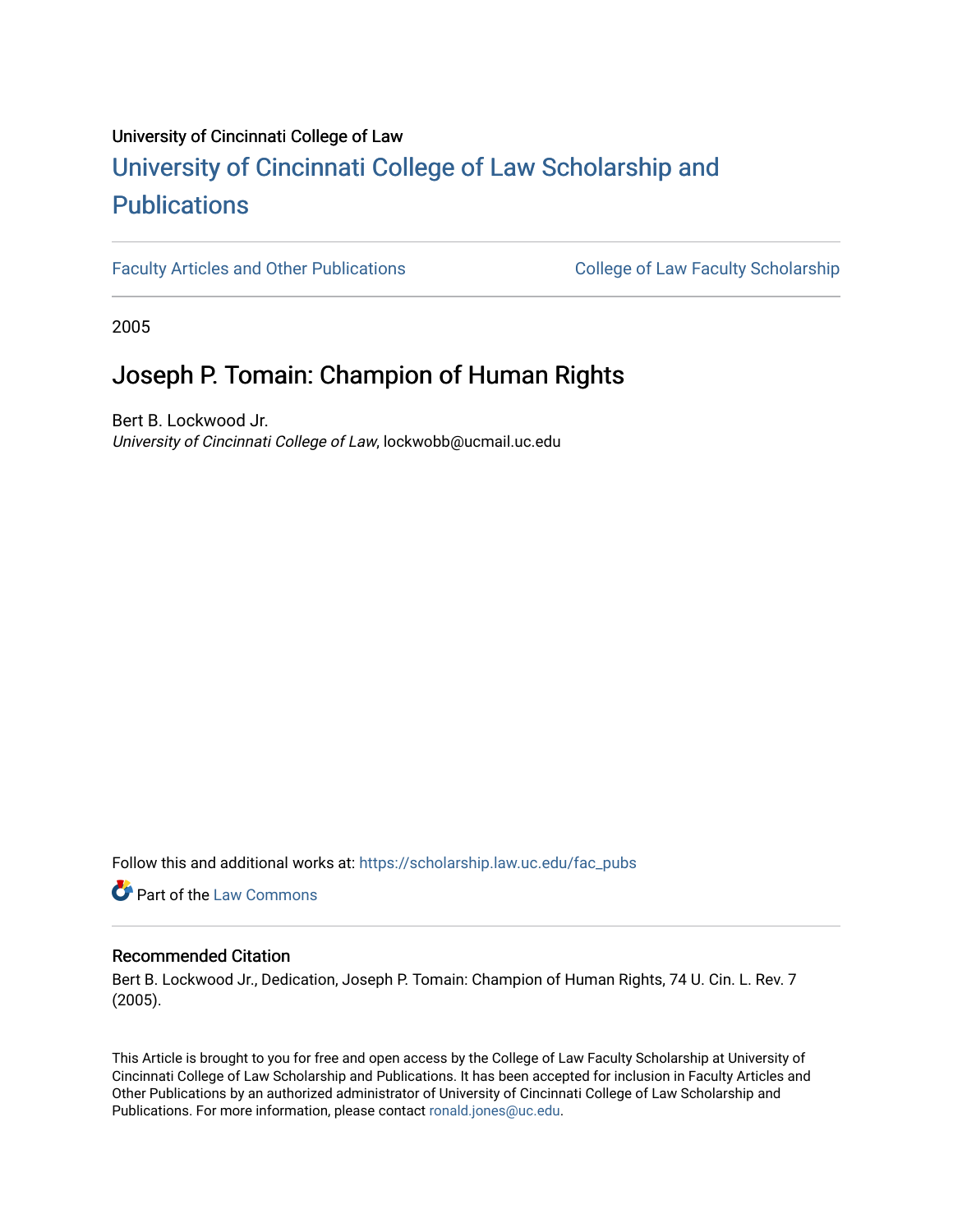University of Cincinnati College of Law

# University of Cincinnati College of Law Scholarship and Publications

Faculty Articles and Other Publications | College of Law Faculty Scholarship

2005

## Joseph P. Tomain: Champion of Human Rights

Bert B. Lockwood Jr.
*University of Cincinnati College of Law*, lockwobb@ucmail.uc.edu

Follow this and additional works at: https://scholarship.law.uc.edu/fac_pubs

Part of the Law Commons

### Recommended Citation

Bert B. Lockwood Jr., Dedication, Joseph P. Tomain: Champion of Human Rights, 74 U. Cin. L. Rev. 7 (2005).

This Article is brought to you for free and open access by the College of Law Faculty Scholarship at University of Cincinnati College of Law Scholarship and Publications. It has been accepted for inclusion in Faculty Articles and Other Publications by an authorized administrator of University of Cincinnati College of Law Scholarship and Publications. For more information, please contact ronald.jones@uc.edu.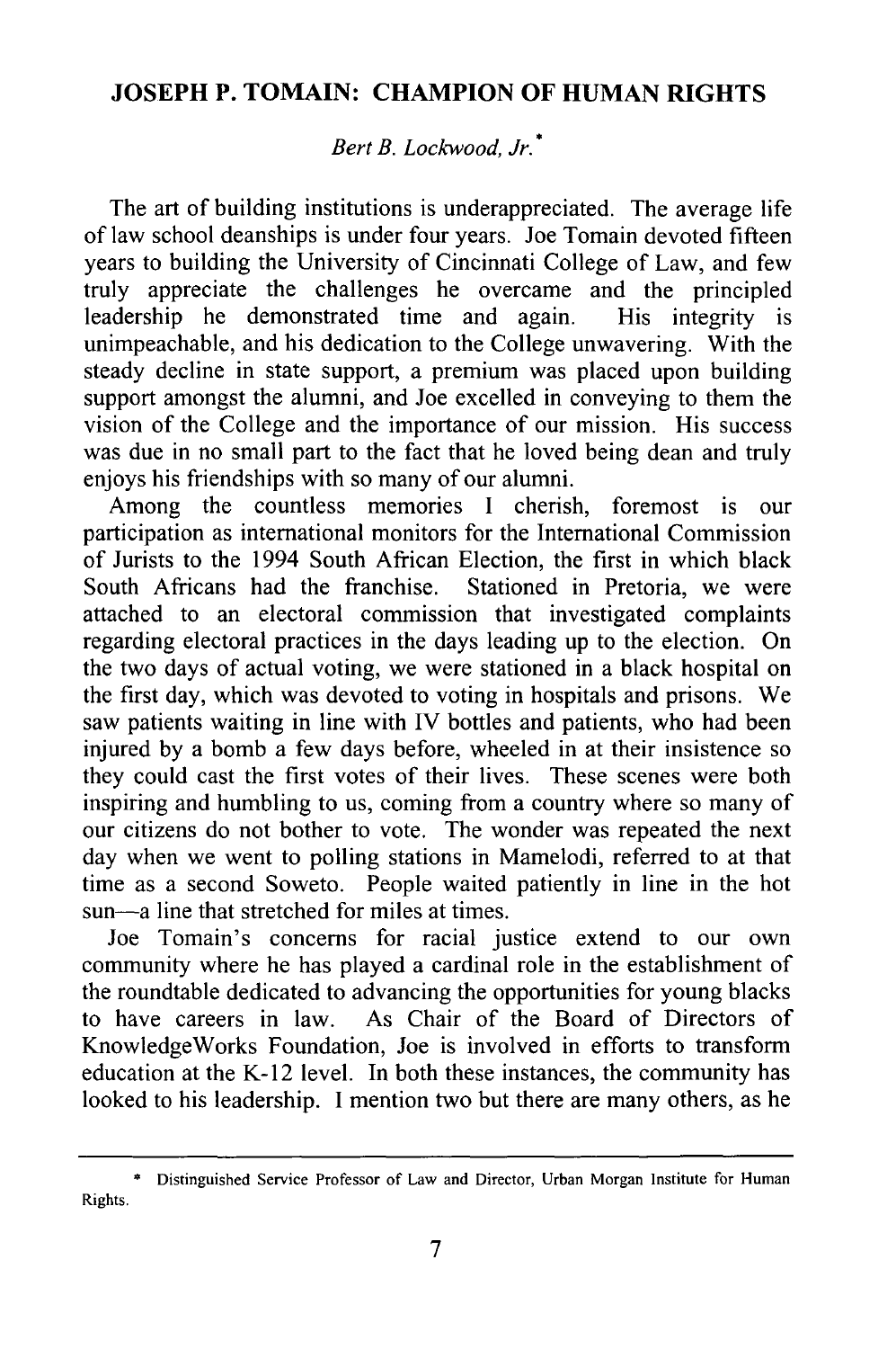## JOSEPH P. TOMAIN: CHAMPION OF HUMAN RIGHTS

*Bert B. Lockwood, Jr.*[*]

The art of building institutions is underappreciated. The average life of law school deanships is under four years. Joe Tomain devoted fifteen years to building the University of Cincinnati College of Law, and few truly appreciate the challenges he overcame and the principled leadership he demonstrated time and again. His integrity is unimpeachable, and his dedication to the College unwavering. With the steady decline in state support, a premium was placed upon building support amongst the alumni, and Joe excelled in conveying to them the vision of the College and the importance of our mission. His success was due in no small part to the fact that he loved being dean and truly enjoys his friendships with so many of our alumni.

Among the countless memories I cherish, foremost is our participation as international monitors for the International Commission of Jurists to the 1994 South African Election, the first in which black South Africans had the franchise. Stationed in Pretoria, we were attached to an electoral commission that investigated complaints regarding electoral practices in the days leading up to the election. On the two days of actual voting, we were stationed in a black hospital on the first day, which was devoted to voting in hospitals and prisons. We saw patients waiting in line with IV bottles and patients, who had been injured by a bomb a few days before, wheeled in at their insistence so they could cast the first votes of their lives. These scenes were both inspiring and humbling to us, coming from a country where so many of our citizens do not bother to vote. The wonder was repeated the next day when we went to polling stations in Mamelodi, referred to at that time as a second Soweto. People waited patiently in line in the hot sun—a line that stretched for miles at times.

Joe Tomain's concerns for racial justice extend to our own community where he has played a cardinal role in the establishment of the roundtable dedicated to advancing the opportunities for young blacks to have careers in law. As Chair of the Board of Directors of KnowledgeWorks Foundation, Joe is involved in efforts to transform education at the K-12 level. In both these instances, the community has looked to his leadership. I mention two but there are many others, as he

---

[*] Distinguished Service Professor of Law and Director, Urban Morgan Institute for Human Rights.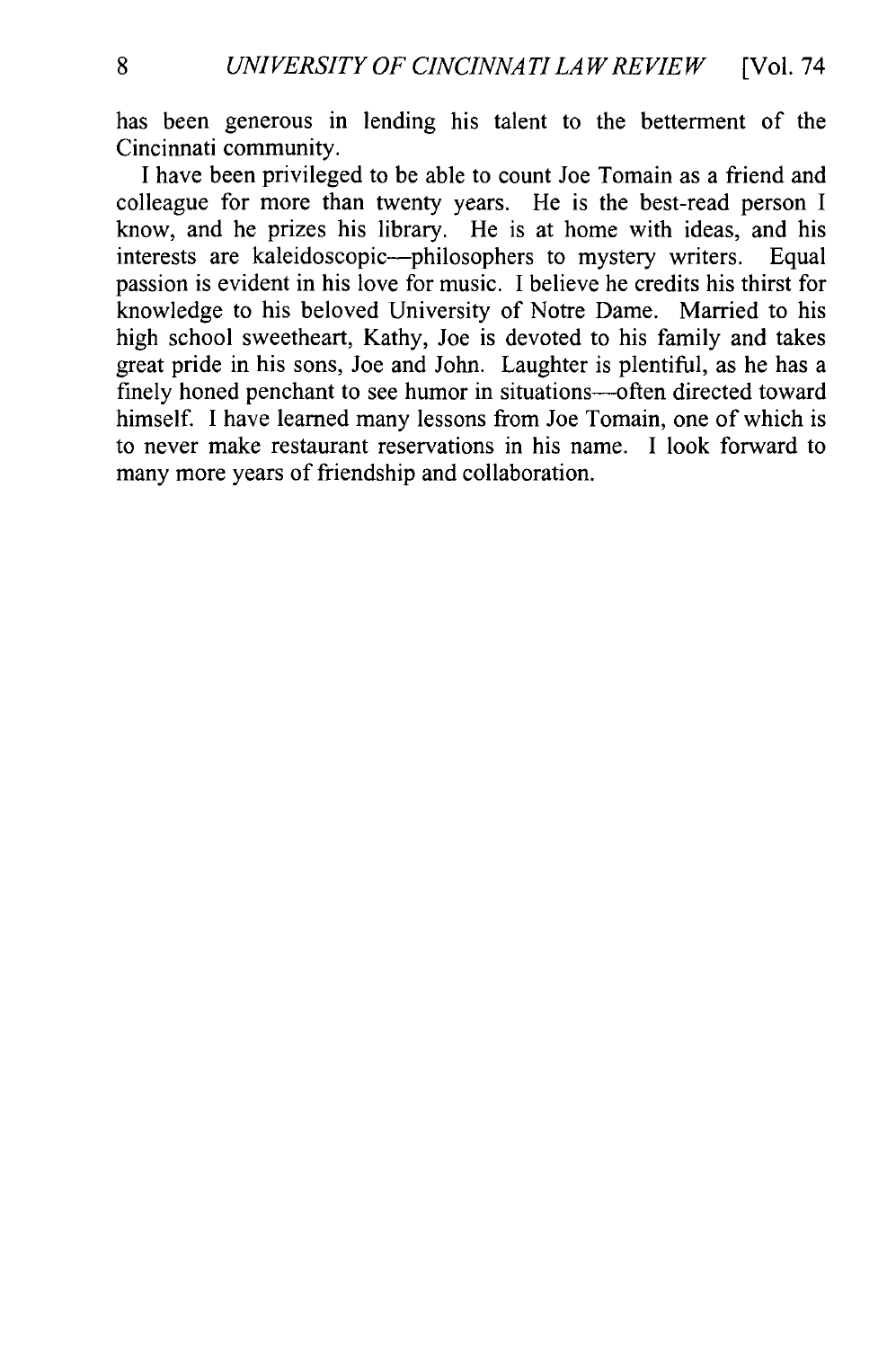has been generous in lending his talent to the betterment of the Cincinnati community.

I have been privileged to be able to count Joe Tomain as a friend and colleague for more than twenty years. He is the best-read person I know, and he prizes his library. He is at home with ideas, and his interests are kaleidoscopic—philosophers to mystery writers. Equal passion is evident in his love for music. I believe he credits his thirst for knowledge to his beloved University of Notre Dame. Married to his high school sweetheart, Kathy, Joe is devoted to his family and takes great pride in his sons, Joe and John. Laughter is plentiful, as he has a finely honed penchant to see humor in situations—often directed toward himself. I have learned many lessons from Joe Tomain, one of which is to never make restaurant reservations in his name. I look forward to many more years of friendship and collaboration.